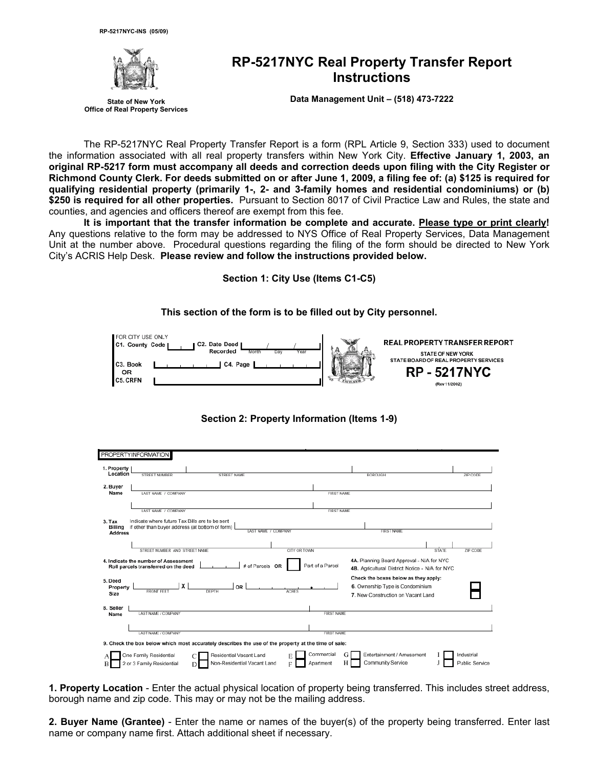RP-5217NYC-INS (05/09)

State of New York
Office of Real Property Services

# RP-5217NYC Real Property Transfer Report Instructions

**Data Management Unit – (518) 473-7222**

The RP-5217NYC Real Property Transfer Report is a form (RPL Article 9, Section 333) used to document the information associated with all real property transfers within New York City. **Effective January 1, 2003, an original RP-5217 form must accompany all deeds and correction deeds upon filing with the City Register or Richmond County Clerk. For deeds submitted on or after June 1, 2009, a filing fee of: (a) $125 is required for qualifying residential property (primarily 1-, 2- and 3-family homes and residential condominiums) or (b) $250 is required for all other properties.** Pursuant to Section 8017 of Civil Practice Law and Rules, the state and counties, and agencies and officers thereof are exempt from this fee.

**It is important that the transfer information be complete and accurate. Please type or print clearly!** Any questions relative to the form may be addressed to NYS Office of Real Property Services, Data Management Unit at the number above. Procedural questions regarding the filing of the form should be directed to New York City's ACRIS Help Desk. **Please review and follow the instructions provided below.**

## Section 1: City Use (Items C1-C5)

**This section of the form is to be filled out by City personnel.**

FOR CITY USE ONLY
C1. County Code
C2. Date Deed Recorded (Month / Day / Year)
C3. Book OR C5. CRFN
C4. Page

REAL PROPERTY TRANSFER REPORT
STATE OF NEW YORK
STATE BOARD OF REAL PROPERTY SERVICES
**RP - 5217NYC**
(Rev 11/2002)

## Section 2: Property Information (Items 1-9)

PROPERTY INFORMATION

1. Property Location — STREET NUMBER | STREET NAME | BOROUGH | ZIP CODE
2. Buyer Name — LAST NAME / COMPANY | FIRST NAME
3. Tax Billing Address — Indicate where future Tax Bills are to be sent if other than buyer address (at bottom of form) — LAST NAME / COMPANY | FIRST NAME | STREET NUMBER AND STREET NAME | CITY OR TOWN | STATE | ZIP CODE
4. Indicate the number of Assessment Roll parcels transferred on the deed — # of Parcels OR Part of a Parcel
   - 4A. Planning Board Approval - N/A for NYC
   - 4B. Agricultural District Notice - N/A for NYC
5. Deed Property Size — FRONT FEET X DEPTH OR ACRES

Check the boxes below as they apply:
6. Ownership Type is Condominium
7. New Construction on Vacant Land

8. Seller Name — LAST NAME / COMPANY | FIRST NAME
9. Check the box below which most accurately describes the use of the property at the time of sale:

| | | | | |
|---|---|---|---|---|
| A One Family Residential | C Residential Vacant Land | E Commercial | G Entertainment / Amusement | I Industrial |
| B 2 or 3 Family Residential | D Non-Residential Vacant Land | F Apartment | H Community Service | J Public Service |

**1. Property Location** - Enter the actual physical location of property being transferred. This includes street address, borough name and zip code. This may or may not be the mailing address.

**2. Buyer Name (Grantee)** - Enter the name or names of the buyer(s) of the property being transferred. Enter last name or company name first. Attach additional sheet if necessary.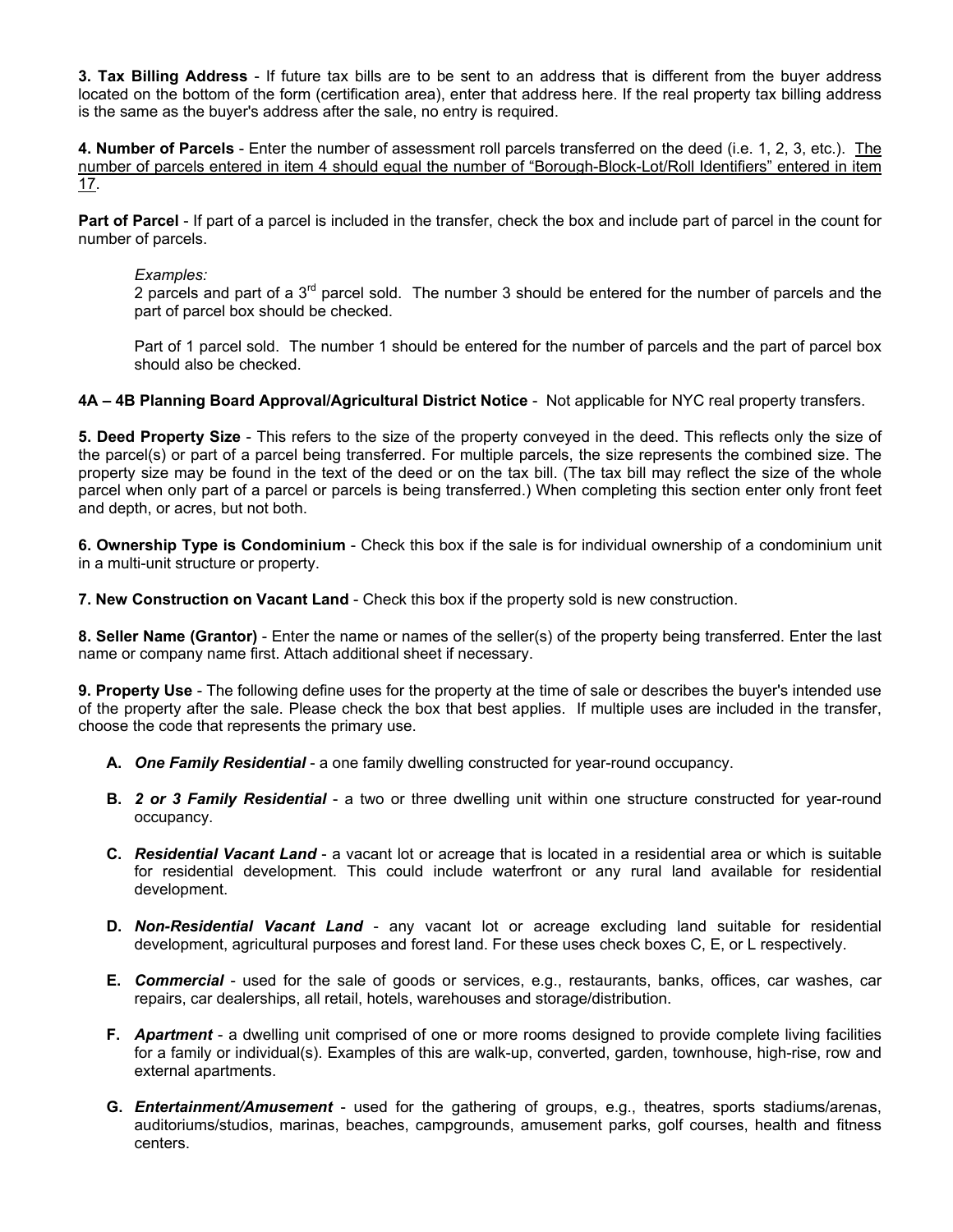**3. Tax Billing Address** - If future tax bills are to be sent to an address that is different from the buyer address located on the bottom of the form (certification area), enter that address here. If the real property tax billing address is the same as the buyer's address after the sale, no entry is required.

**4. Number of Parcels** - Enter the number of assessment roll parcels transferred on the deed (i.e. 1, 2, 3, etc.). <u>The number of parcels entered in item 4 should equal the number of "Borough-Block-Lot/Roll Identifiers" entered in item 17</u>.

**Part of Parcel** - If part of a parcel is included in the transfer, check the box and include part of parcel in the count for number of parcels.

> *Examples:*
> 2 parcels and part of a 3rd parcel sold. The number 3 should be entered for the number of parcels and the part of parcel box should be checked.
>
> Part of 1 parcel sold. The number 1 should be entered for the number of parcels and the part of parcel box should also be checked.

**4A – 4B Planning Board Approval/Agricultural District Notice** - Not applicable for NYC real property transfers.

**5. Deed Property Size** - This refers to the size of the property conveyed in the deed. This reflects only the size of the parcel(s) or part of a parcel being transferred. For multiple parcels, the size represents the combined size. The property size may be found in the text of the deed or on the tax bill. (The tax bill may reflect the size of the whole parcel when only part of a parcel or parcels is being transferred.) When completing this section enter only front feet and depth, or acres, but not both.

**6. Ownership Type is Condominium** - Check this box if the sale is for individual ownership of a condominium unit in a multi-unit structure or property.

**7. New Construction on Vacant Land** - Check this box if the property sold is new construction.

**8. Seller Name (Grantor)** - Enter the name or names of the seller(s) of the property being transferred. Enter the last name or company name first. Attach additional sheet if necessary.

**9. Property Use** - The following define uses for the property at the time of sale or describes the buyer's intended use of the property after the sale. Please check the box that best applies. If multiple uses are included in the transfer, choose the code that represents the primary use.

- **A.** ***One Family Residential*** - a one family dwelling constructed for year-round occupancy.
- **B.** ***2 or 3 Family Residential*** - a two or three dwelling unit within one structure constructed for year-round occupancy.
- **C.** ***Residential Vacant Land*** - a vacant lot or acreage that is located in a residential area or which is suitable for residential development. This could include waterfront or any rural land available for residential development.
- **D.** ***Non-Residential Vacant Land*** - any vacant lot or acreage excluding land suitable for residential development, agricultural purposes and forest land. For these uses check boxes C, E, or L respectively.
- **E.** ***Commercial*** - used for the sale of goods or services, e.g., restaurants, banks, offices, car washes, car repairs, car dealerships, all retail, hotels, warehouses and storage/distribution.
- **F.** ***Apartment*** - a dwelling unit comprised of one or more rooms designed to provide complete living facilities for a family or individual(s). Examples of this are walk-up, converted, garden, townhouse, high-rise, row and external apartments.
- **G.** ***Entertainment/Amusement*** - used for the gathering of groups, e.g., theatres, sports stadiums/arenas, auditoriums/studios, marinas, beaches, campgrounds, amusement parks, golf courses, health and fitness centers.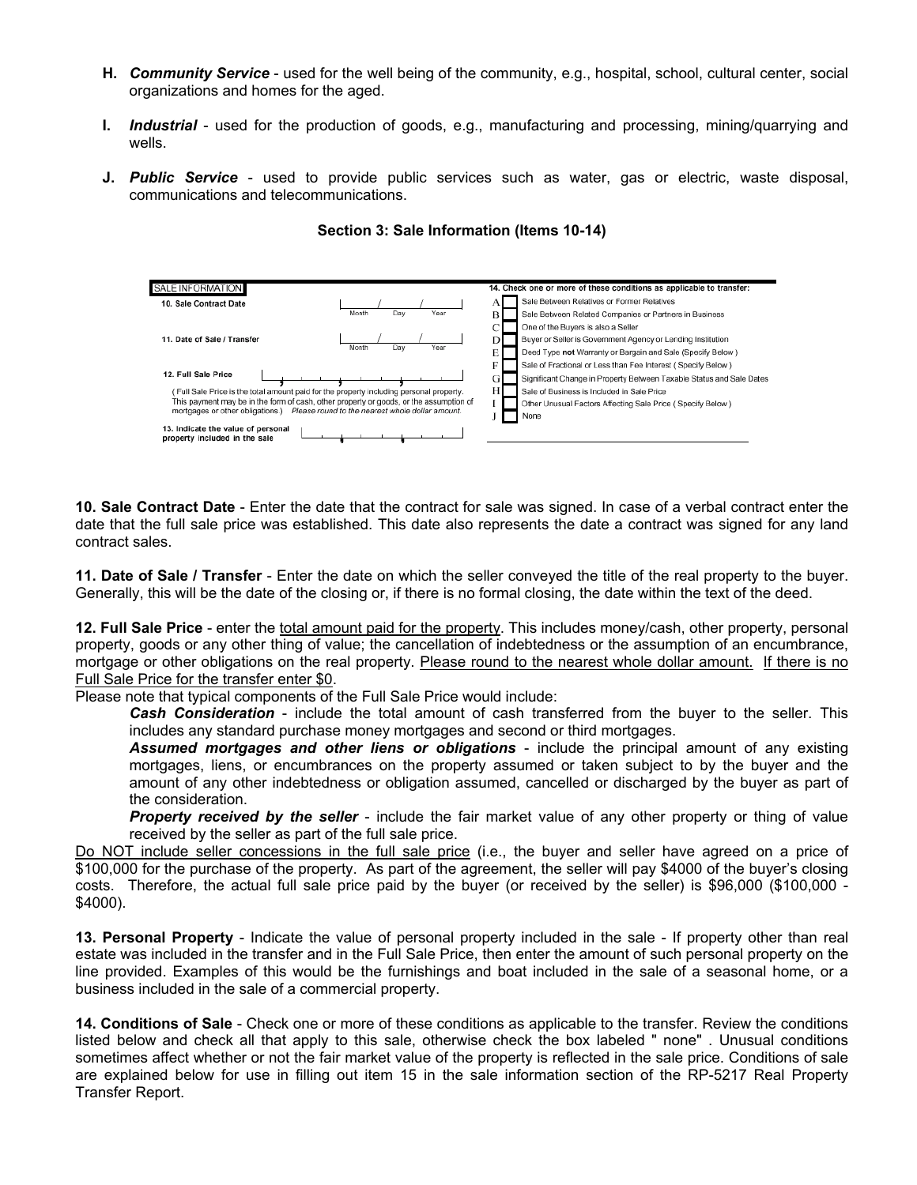H. ***Community Service*** - used for the well being of the community, e.g., hospital, school, cultural center, social organizations and homes for the aged.

I. ***Industrial*** - used for the production of goods, e.g., manufacturing and processing, mining/quarrying and wells.

J. ***Public Service*** - used to provide public services such as water, gas or electric, waste disposal, communications and telecommunications.

### Section 3: Sale Information (Items 10-14)

SALE INFORMATION

**10. Sale Contract Date** ____ / ____ / ____ (Month Day Year)

**11. Date of Sale / Transfer** ____ / ____ / ____ (Month Day Year)

**12. Full Sale Price** ____________

(Full Sale Price is the total amount paid for the property including personal property. This payment may be in the form of cash, other property or goods, or the assumption of mortgages or other obligations.) *Please round to the nearest whole dollar amount.*

**13. Indicate the value of personal property included in the sale** ____________

**14. Check one or more of these conditions as applicable to transfer:**

- A ☐ Sale Between Relatives or Former Relatives
- B ☐ Sale Between Related Companies or Partners in Business
- C ☐ One of the Buyers is also a Seller
- D ☐ Buyer or Seller is Government Agency or Lending Institution
- E ☐ Deed Type **not** Warranty or Bargain and Sale (Specify Below)
- F ☐ Sale of Fractional or Less than Fee Interest (Specify Below)
- G ☐ Significant Change in Property Between Taxable Status and Sale Dates
- H ☐ Sale of Business is Included in Sale Price
- I ☐ Other Unusual Factors Affecting Sale Price (Specify Below)
- J ☐ None

**10. Sale Contract Date** - Enter the date that the contract for sale was signed. In case of a verbal contract enter the date that the full sale price was established. This date also represents the date a contract was signed for any land contract sales.

**11. Date of Sale / Transfer** - Enter the date on which the seller conveyed the title of the real property to the buyer. Generally, this will be the date of the closing or, if there is no formal closing, the date within the text of the deed.

**12. Full Sale Price** - enter the total amount paid for the property. This includes money/cash, other property, personal property, goods or any other thing of value; the cancellation of indebtedness or the assumption of an encumbrance, mortgage or other obligations on the real property. Please round to the nearest whole dollar amount. If there is no Full Sale Price for the transfer enter $0.

Please note that typical components of the Full Sale Price would include:

> ***Cash Consideration*** - include the total amount of cash transferred from the buyer to the seller. This includes any standard purchase money mortgages and second or third mortgages.
>
> ***Assumed mortgages and other liens or obligations*** - include the principal amount of any existing mortgages, liens, or encumbrances on the property assumed or taken subject to by the buyer and the amount of any other indebtedness or obligation assumed, cancelled or discharged by the buyer as part of the consideration.
>
> ***Property received by the seller*** - include the fair market value of any other property or thing of value received by the seller as part of the full sale price.

Do NOT include seller concessions in the full sale price (i.e., the buyer and seller have agreed on a price of $100,000 for the purchase of the property. As part of the agreement, the seller will pay $4000 of the buyer's closing costs. Therefore, the actual full sale price paid by the buyer (or received by the seller) is $96,000 ($100,000 - $4000).

**13. Personal Property** - Indicate the value of personal property included in the sale - If property other than real estate was included in the transfer and in the Full Sale Price, then enter the amount of such personal property on the line provided. Examples of this would be the furnishings and boat included in the sale of a seasonal home, or a business included in the sale of a commercial property.

**14. Conditions of Sale** - Check one or more of these conditions as applicable to the transfer. Review the conditions listed below and check all that apply to this sale, otherwise check the box labeled " none" . Unusual conditions sometimes affect whether or not the fair market value of the property is reflected in the sale price. Conditions of sale are explained below for use in filling out item 15 in the sale information section of the RP-5217 Real Property Transfer Report.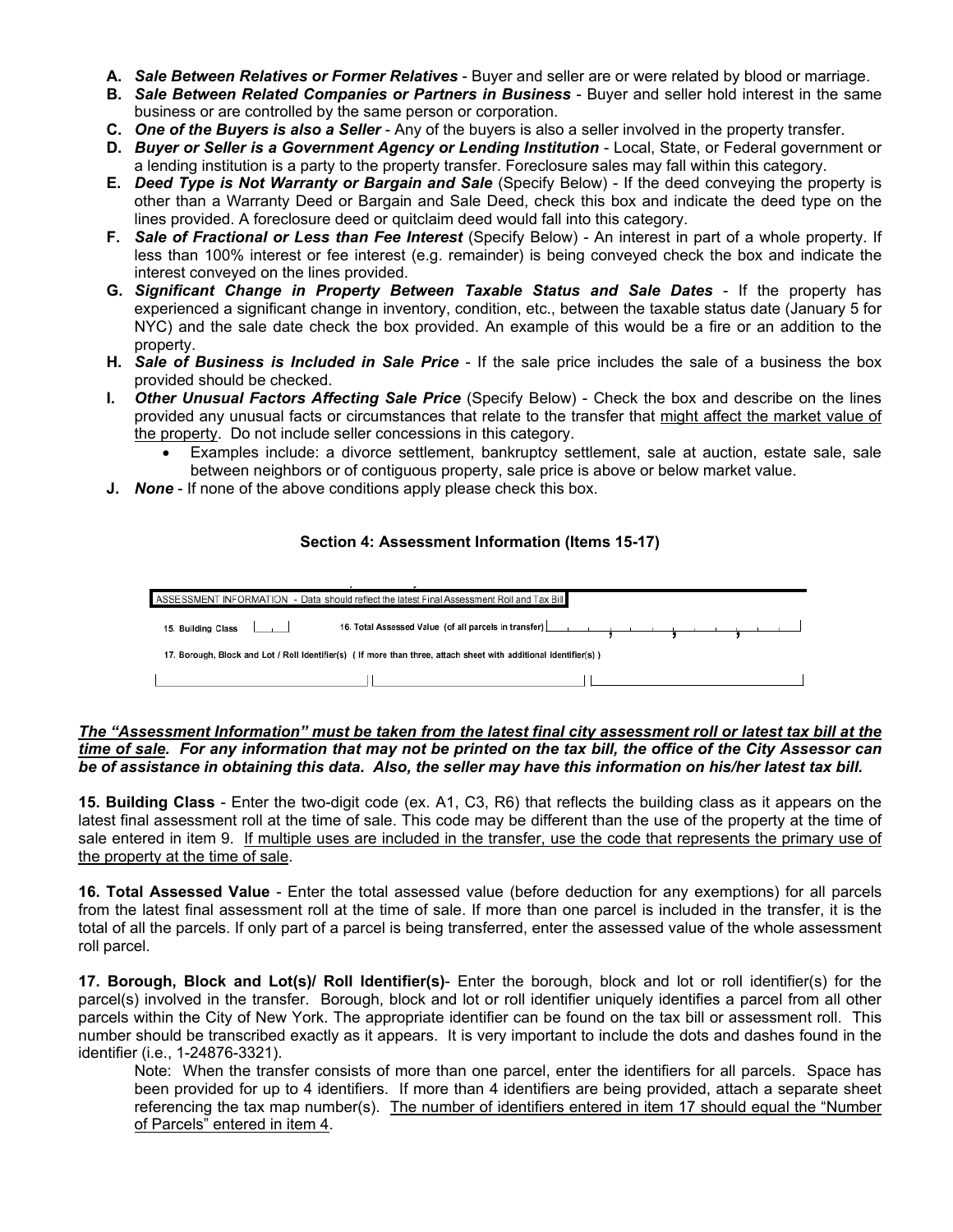- **A.** ***Sale Between Relatives or Former Relatives*** - Buyer and seller are or were related by blood or marriage.
- **B.** ***Sale Between Related Companies or Partners in Business*** - Buyer and seller hold interest in the same business or are controlled by the same person or corporation.
- **C.** ***One of the Buyers is also a Seller*** - Any of the buyers is also a seller involved in the property transfer.
- **D.** ***Buyer or Seller is a Government Agency or Lending Institution*** - Local, State, or Federal government or a lending institution is a party to the property transfer. Foreclosure sales may fall within this category.
- **E.** ***Deed Type is Not Warranty or Bargain and Sale*** (Specify Below) - If the deed conveying the property is other than a Warranty Deed or Bargain and Sale Deed, check this box and indicate the deed type on the lines provided. A foreclosure deed or quitclaim deed would fall into this category.
- **F.** ***Sale of Fractional or Less than Fee Interest*** (Specify Below) - An interest in part of a whole property. If less than 100% interest or fee interest (e.g. remainder) is being conveyed check the box and indicate the interest conveyed on the lines provided.
- **G.** ***Significant Change in Property Between Taxable Status and Sale Dates*** - If the property has experienced a significant change in inventory, condition, etc., between the taxable status date (January 5 for NYC) and the sale date check the box provided. An example of this would be a fire or an addition to the property.
- **H.** ***Sale of Business is Included in Sale Price*** - If the sale price includes the sale of a business the box provided should be checked.
- **I.** ***Other Unusual Factors Affecting Sale Price*** (Specify Below) - Check the box and describe on the lines provided any unusual facts or circumstances that relate to the transfer that <u>might affect the market value of the property</u>. Do not include seller concessions in this category.
  - Examples include: a divorce settlement, bankruptcy settlement, sale at auction, estate sale, sale between neighbors or of contiguous property, sale price is above or below market value.
- **J.** ***None*** - If none of the above conditions apply please check this box.

### Section 4: Assessment Information (Items 15-17)

ASSESSMENT INFORMATION - Data should reflect the latest Final Assessment Roll and Tax Bill

15. Building Class [ ]    16. Total Assessed Value (of all parcels in transfer) [ , , , ]

17. Borough, Block and Lot / Roll Identifier(s) ( If more than three, attach sheet with additional identifier(s) )

[ ] [ ] [ ]

***<u>The "Assessment Information" must be taken from the latest final city assessment roll or latest tax bill at the time of sale</u>. For any information that may not be printed on the tax bill, the office of the City Assessor can be of assistance in obtaining this data. Also, the seller may have this information on his/her latest tax bill.***

**15. Building Class** - Enter the two-digit code (ex. A1, C3, R6) that reflects the building class as it appears on the latest final assessment roll at the time of sale. This code may be different than the use of the property at the time of sale entered in item 9. <u>If multiple uses are included in the transfer, use the code that represents the primary use of the property at the time of sale</u>.

**16. Total Assessed Value** - Enter the total assessed value (before deduction for any exemptions) for all parcels from the latest final assessment roll at the time of sale. If more than one parcel is included in the transfer, it is the total of all the parcels. If only part of a parcel is being transferred, enter the assessed value of the whole assessment roll parcel.

**17. Borough, Block and Lot(s)/ Roll Identifier(s)**- Enter the borough, block and lot or roll identifier(s) for the parcel(s) involved in the transfer. Borough, block and lot or roll identifier uniquely identifies a parcel from all other parcels within the City of New York. The appropriate identifier can be found on the tax bill or assessment roll. This number should be transcribed exactly as it appears. It is very important to include the dots and dashes found in the identifier (i.e., 1-24876-3321).

Note: When the transfer consists of more than one parcel, enter the identifiers for all parcels. Space has been provided for up to 4 identifiers. If more than 4 identifiers are being provided, attach a separate sheet referencing the tax map number(s). <u>The number of identifiers entered in item 17 should equal the "Number of Parcels" entered in item 4</u>.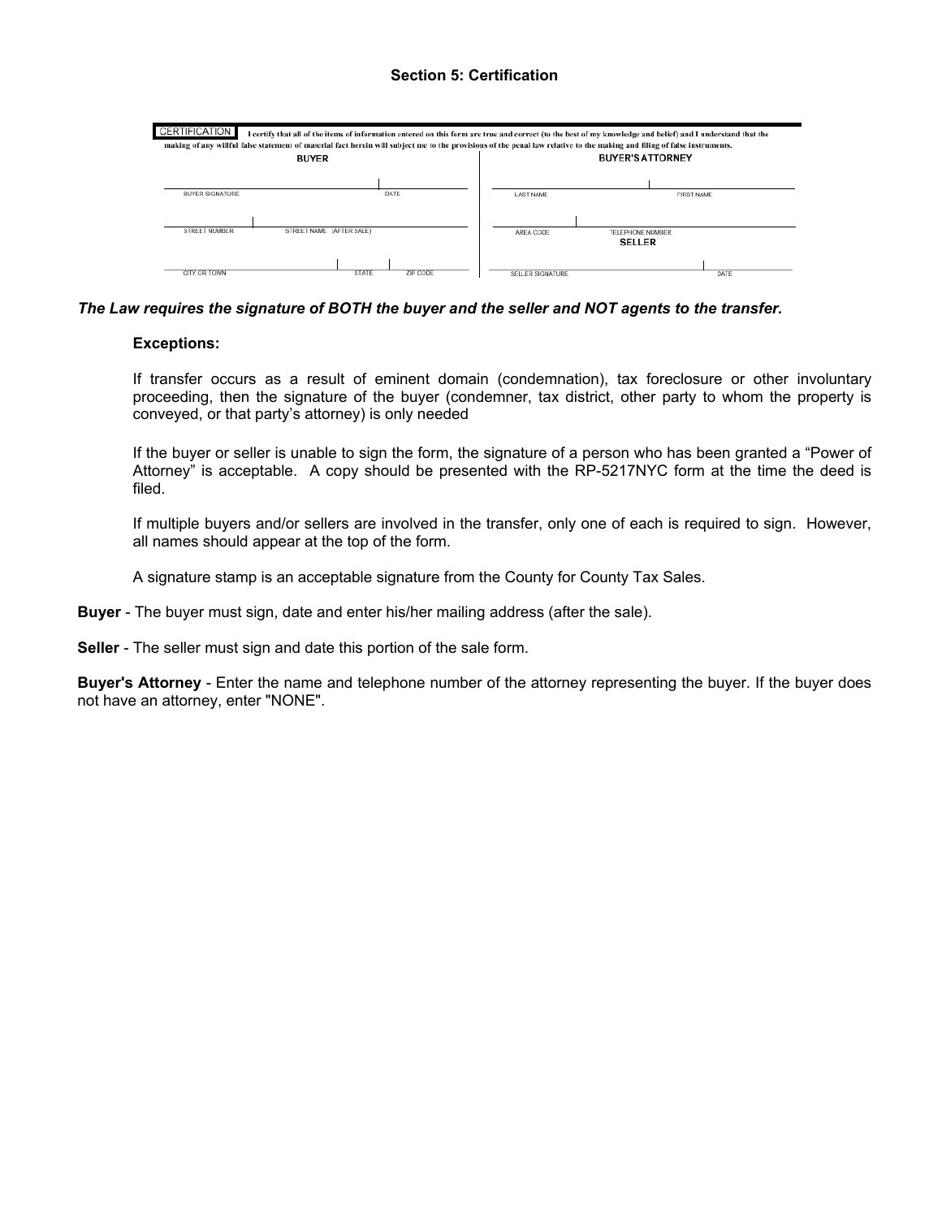### Section 5: Certification

CERTIFICATION I certify that all of the items of information entered on this form are true and correct (to the best of my knowledge and belief) and I understand that the making of any willful false statement of material fact herein will subject me to the provisions of the penal law relative to the making and filing of false instruments.

| BUYER | | | BUYER'S ATTORNEY | |
|---|---|---|---|---|
| BUYER SIGNATURE | | DATE | LAST NAME | FIRST NAME |
| STREET NUMBER | STREET NAME (AFTER SALE) | | AREA CODE | TELEPHONE NUMBER |
| | | | **SELLER** | |
| CITY OR TOWN | STATE | ZIP CODE | SELLER SIGNATURE | DATE |

***The Law requires the signature of BOTH the buyer and the seller and NOT agents to the transfer.***

**Exceptions:**

If transfer occurs as a result of eminent domain (condemnation), tax foreclosure or other involuntary proceeding, then the signature of the buyer (condemner, tax district, other party to whom the property is conveyed, or that party's attorney) is only needed

If the buyer or seller is unable to sign the form, the signature of a person who has been granted a "Power of Attorney" is acceptable. A copy should be presented with the RP-5217NYC form at the time the deed is filed.

If multiple buyers and/or sellers are involved in the transfer, only one of each is required to sign. However, all names should appear at the top of the form.

A signature stamp is an acceptable signature from the County for County Tax Sales.

**Buyer** - The buyer must sign, date and enter his/her mailing address (after the sale).

**Seller** - The seller must sign and date this portion of the sale form.

**Buyer's Attorney** - Enter the name and telephone number of the attorney representing the buyer. If the buyer does not have an attorney, enter "NONE".